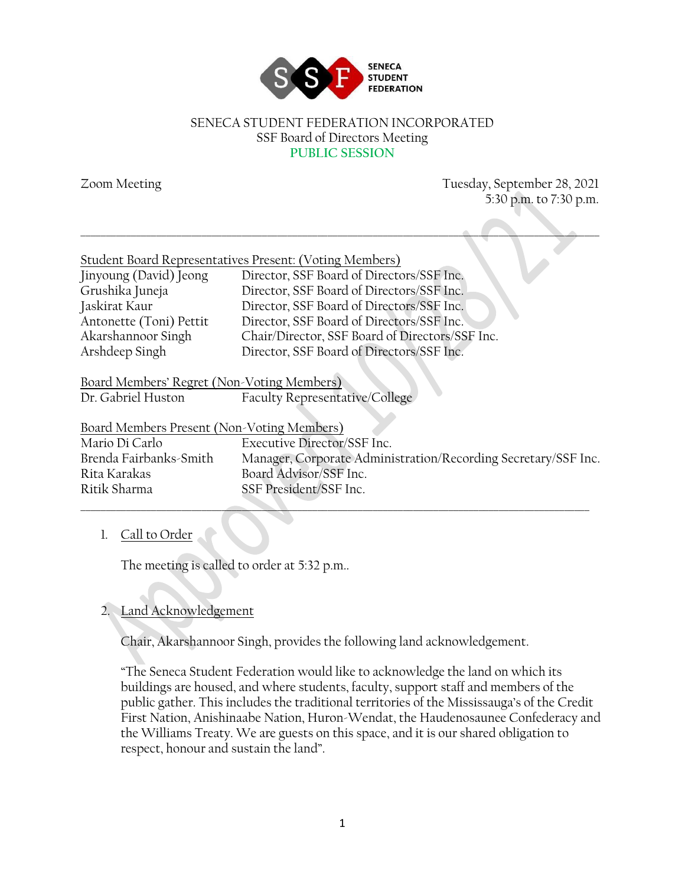SENECA STUDENT FEDERATION INCORPORATED
SSF Board of Directors Meeting
PUBLIC SESSION

Zoom Meeting

Tuesday, September 28, 2021
5:30 p.m. to 7:30 p.m.

---

Student Board Representatives Present: (Voting Members)

| | |
|---|---|
| Jinyoung (David) Jeong | Director, SSF Board of Directors/SSF Inc. |
| Grushika Juneja | Director, SSF Board of Directors/SSF Inc. |
| Jaskirat Kaur | Director, SSF Board of Directors/SSF Inc. |
| Antonette (Toni) Pettit | Director, SSF Board of Directors/SSF Inc. |
| Akarshannoor Singh | Chair/Director, SSF Board of Directors/SSF Inc. |
| Arshdeep Singh | Director, SSF Board of Directors/SSF Inc. |

Board Members' Regret (Non-Voting Members)

| | |
|---|---|
| Dr. Gabriel Huston | Faculty Representative/College |

Board Members Present (Non-Voting Members)

| | |
|---|---|
| Mario Di Carlo | Executive Director/SSF Inc. |
| Brenda Fairbanks-Smith | Manager, Corporate Administration/Recording Secretary/SSF Inc. |
| Rita Karakas | Board Advisor/SSF Inc. |
| Ritik Sharma | SSF President/SSF Inc. |

---

1. Call to Order

   The meeting is called to order at 5:32 p.m..

2. Land Acknowledgement

   Chair, Akarshannoor Singh, provides the following land acknowledgement.

   "The Seneca Student Federation would like to acknowledge the land on which its buildings are housed, and where students, faculty, support staff and members of the public gather. This includes the traditional territories of the Mississauga's of the Credit First Nation, Anishinaabe Nation, Huron-Wendat, the Haudenosaunee Confederacy and the Williams Treaty. We are guests on this space, and it is our shared obligation to respect, honour and sustain the land".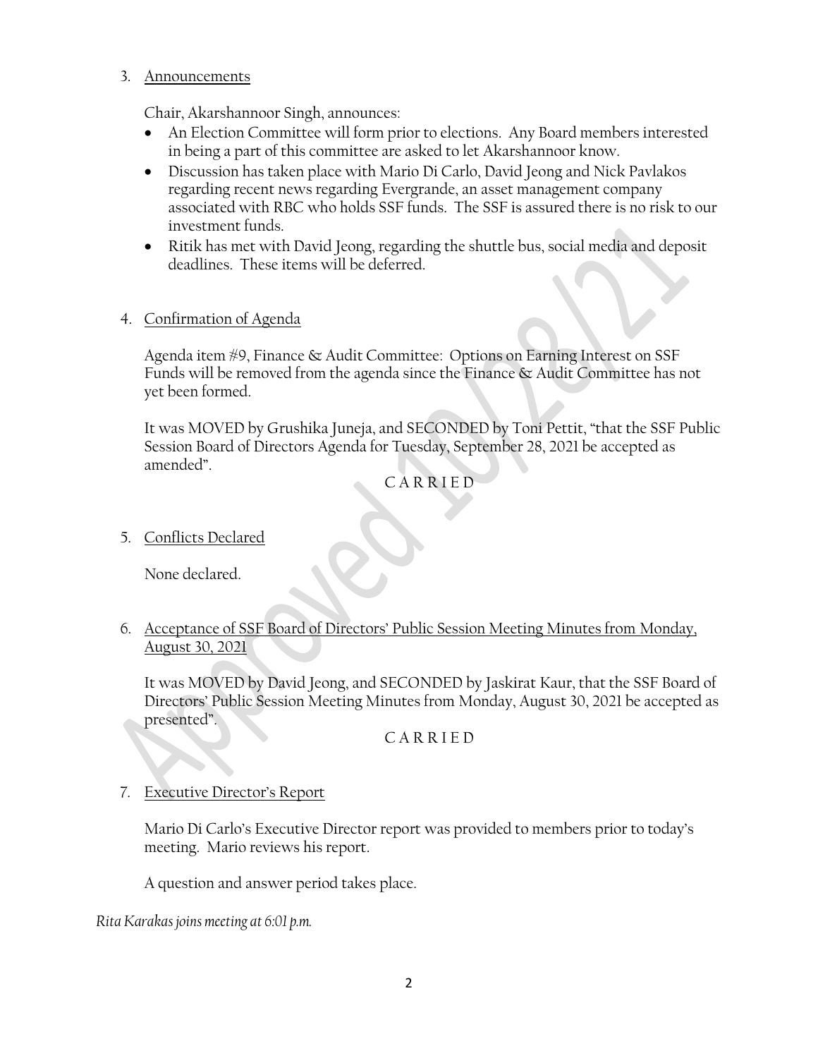3. Announcements

   Chair, Akarshannoor Singh, announces:

   - An Election Committee will form prior to elections. Any Board members interested in being a part of this committee are asked to let Akarshannoor know.
   - Discussion has taken place with Mario Di Carlo, David Jeong and Nick Pavlakos regarding recent news regarding Evergrande, an asset management company associated with RBC who holds SSF funds. The SSF is assured there is no risk to our investment funds.
   - Ritik has met with David Jeong, regarding the shuttle bus, social media and deposit deadlines. These items will be deferred.

4. Confirmation of Agenda

   Agenda item #9, Finance & Audit Committee: Options on Earning Interest on SSF Funds will be removed from the agenda since the Finance & Audit Committee has not yet been formed.

   It was MOVED by Grushika Juneja, and SECONDED by Toni Pettit, "that the SSF Public Session Board of Directors Agenda for Tuesday, September 28, 2021 be accepted as amended".

   C A R R I E D

5. Conflicts Declared

   None declared.

6. Acceptance of SSF Board of Directors' Public Session Meeting Minutes from Monday, August 30, 2021

   It was MOVED by David Jeong, and SECONDED by Jaskirat Kaur, that the SSF Board of Directors' Public Session Meeting Minutes from Monday, August 30, 2021 be accepted as presented".

   C A R R I E D

7. Executive Director's Report

   Mario Di Carlo's Executive Director report was provided to members prior to today's meeting. Mario reviews his report.

   A question and answer period takes place.

*Rita Karakas joins meeting at 6:01 p.m.*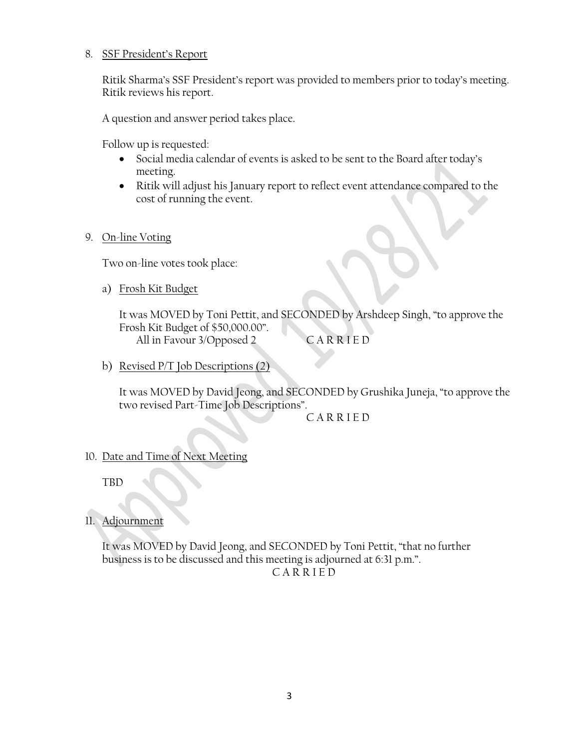8. SSF President's Report

   Ritik Sharma's SSF President's report was provided to members prior to today's meeting. Ritik reviews his report.

   A question and answer period takes place.

   Follow up is requested:

   - Social media calendar of events is asked to be sent to the Board after today's meeting.
   - Ritik will adjust his January report to reflect event attendance compared to the cost of running the event.

9. On-line Voting

   Two on-line votes took place:

   a) Frosh Kit Budget

      It was MOVED by Toni Pettit, and SECONDED by Arshdeep Singh, "to approve the Frosh Kit Budget of $50,000.00".
      All in Favour 3/Opposed 2 C A R R I E D

   b) Revised P/T Job Descriptions (2)

      It was MOVED by David Jeong, and SECONDED by Grushika Juneja, "to approve the two revised Part-Time Job Descriptions".
      C A R R I E D

10. Date and Time of Next Meeting

    TBD

11. Adjournment

    It was MOVED by David Jeong, and SECONDED by Toni Pettit, "that no further business is to be discussed and this meeting is adjourned at 6:31 p.m.".
    C A R R I E D